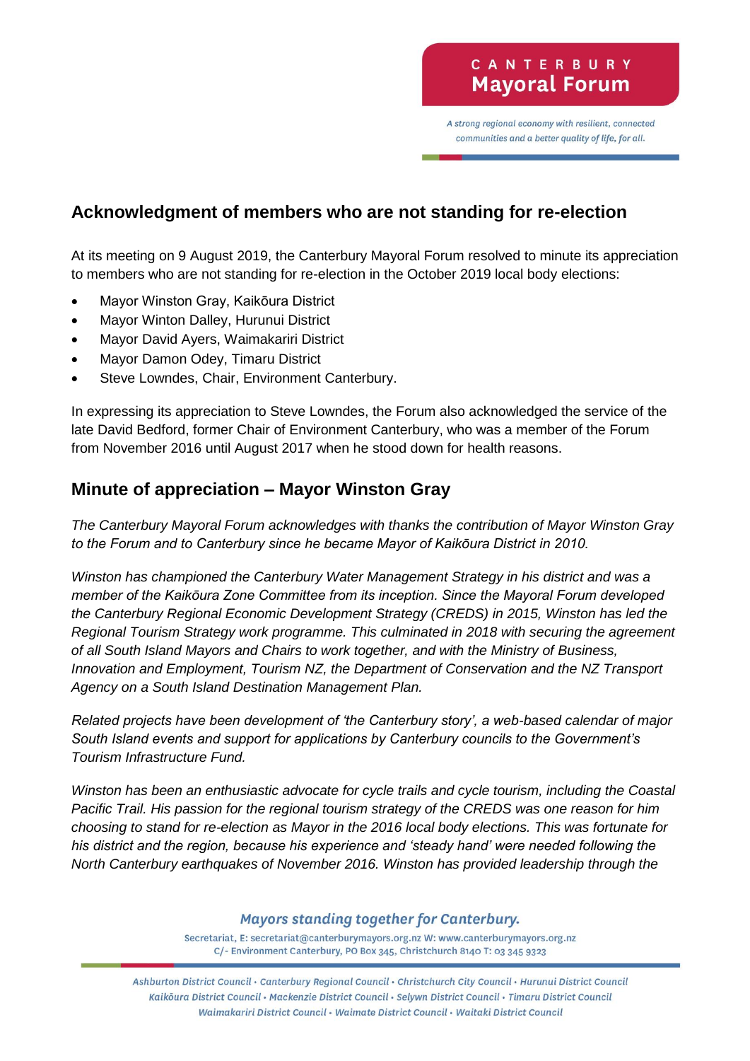## Acknowledgment of members who are not standing for re-election

At its meeting on 9 August 2019, the Canterbury Mayoral Forum resolved to minute its appreciation to members who are not standing for re-election in the October 2019 local body elections:

- Mayor Winston Gray, Kaikōura District
- Mayor Winton Dalley, Hurunui District
- Mayor David Ayers, Waimakariri District
- Mayor Damon Odey, Timaru District
- Steve Lowndes, Chair, Environment Canterbury.

In expressing its appreciation to Steve Lowndes, the Forum also acknowledged the service of the late David Bedford, former Chair of Environment Canterbury, who was a member of the Forum from November 2016 until August 2017 when he stood down for health reasons.

## Minute of appreciation – Mayor Winston Gray

*The Canterbury Mayoral Forum acknowledges with thanks the contribution of Mayor Winston Gray to the Forum and to Canterbury since he became Mayor of Kaikōura District in 2010.*

*Winston has championed the Canterbury Water Management Strategy in his district and was a member of the Kaikōura Zone Committee from its inception. Since the Mayoral Forum developed the Canterbury Regional Economic Development Strategy (CREDS) in 2015, Winston has led the Regional Tourism Strategy work programme. This culminated in 2018 with securing the agreement of all South Island Mayors and Chairs to work together, and with the Ministry of Business, Innovation and Employment, Tourism NZ, the Department of Conservation and the NZ Transport Agency on a South Island Destination Management Plan.*

*Related projects have been development of 'the Canterbury story', a web-based calendar of major South Island events and support for applications by Canterbury councils to the Government's Tourism Infrastructure Fund.*

*Winston has been an enthusiastic advocate for cycle trails and cycle tourism, including the Coastal Pacific Trail. His passion for the regional tourism strategy of the CREDS was one reason for him choosing to stand for re-election as Mayor in the 2016 local body elections. This was fortunate for his district and the region, because his experience and 'steady hand' were needed following the North Canterbury earthquakes of November 2016. Winston has provided leadership through the*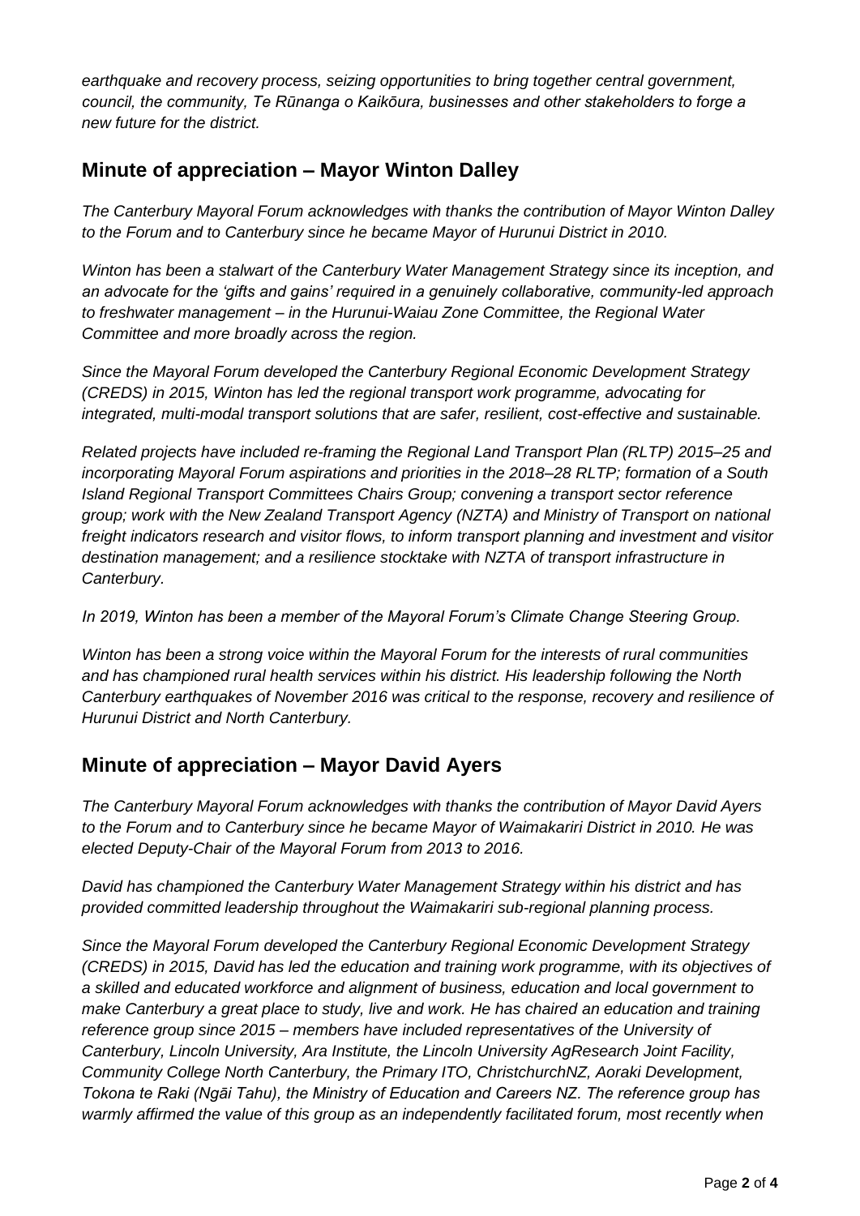*earthquake and recovery process, seizing opportunities to bring together central government, council, the community, Te Rūnanga o Kaikōura, businesses and other stakeholders to forge a new future for the district.*

## Minute of appreciation – Mayor Winton Dalley

*The Canterbury Mayoral Forum acknowledges with thanks the contribution of Mayor Winton Dalley to the Forum and to Canterbury since he became Mayor of Hurunui District in 2010.*

*Winton has been a stalwart of the Canterbury Water Management Strategy since its inception, and an advocate for the 'gifts and gains' required in a genuinely collaborative, community-led approach to freshwater management – in the Hurunui-Waiau Zone Committee, the Regional Water Committee and more broadly across the region.*

*Since the Mayoral Forum developed the Canterbury Regional Economic Development Strategy (CREDS) in 2015, Winton has led the regional transport work programme, advocating for integrated, multi-modal transport solutions that are safer, resilient, cost-effective and sustainable.*

*Related projects have included re-framing the Regional Land Transport Plan (RLTP) 2015–25 and incorporating Mayoral Forum aspirations and priorities in the 2018–28 RLTP; formation of a South Island Regional Transport Committees Chairs Group; convening a transport sector reference group; work with the New Zealand Transport Agency (NZTA) and Ministry of Transport on national freight indicators research and visitor flows, to inform transport planning and investment and visitor destination management; and a resilience stocktake with NZTA of transport infrastructure in Canterbury.*

*In 2019, Winton has been a member of the Mayoral Forum's Climate Change Steering Group.*

*Winton has been a strong voice within the Mayoral Forum for the interests of rural communities and has championed rural health services within his district. His leadership following the North Canterbury earthquakes of November 2016 was critical to the response, recovery and resilience of Hurunui District and North Canterbury.*

## Minute of appreciation – Mayor David Ayers

*The Canterbury Mayoral Forum acknowledges with thanks the contribution of Mayor David Ayers to the Forum and to Canterbury since he became Mayor of Waimakariri District in 2010. He was elected Deputy-Chair of the Mayoral Forum from 2013 to 2016.*

*David has championed the Canterbury Water Management Strategy within his district and has provided committed leadership throughout the Waimakariri sub-regional planning process.*

*Since the Mayoral Forum developed the Canterbury Regional Economic Development Strategy (CREDS) in 2015, David has led the education and training work programme, with its objectives of a skilled and educated workforce and alignment of business, education and local government to make Canterbury a great place to study, live and work. He has chaired an education and training reference group since 2015 – members have included representatives of the University of Canterbury, Lincoln University, Ara Institute, the Lincoln University AgResearch Joint Facility, Community College North Canterbury, the Primary ITO, ChristchurchNZ, Aoraki Development, Tokona te Raki (Ngāi Tahu), the Ministry of Education and Careers NZ. The reference group has warmly affirmed the value of this group as an independently facilitated forum, most recently when*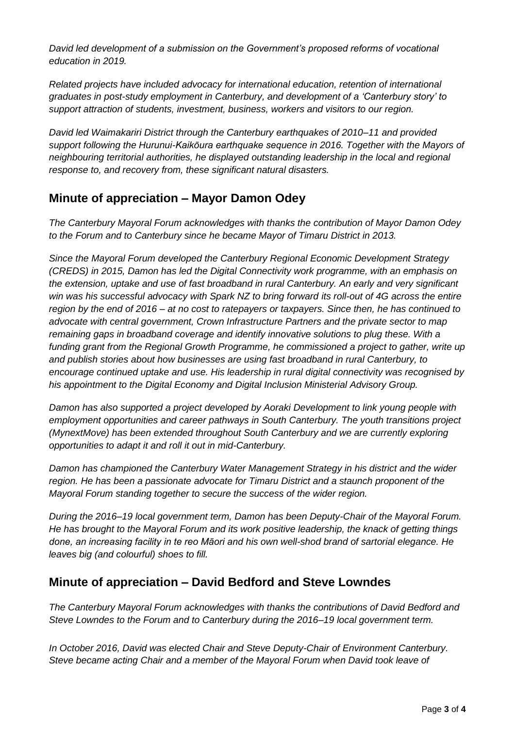*David led development of a submission on the Government's proposed reforms of vocational education in 2019.*

*Related projects have included advocacy for international education, retention of international graduates in post-study employment in Canterbury, and development of a 'Canterbury story' to support attraction of students, investment, business, workers and visitors to our region.*

*David led Waimakariri District through the Canterbury earthquakes of 2010–11 and provided support following the Hurunui-Kaikōura earthquake sequence in 2016. Together with the Mayors of neighbouring territorial authorities, he displayed outstanding leadership in the local and regional response to, and recovery from, these significant natural disasters.*

## Minute of appreciation – Mayor Damon Odey

*The Canterbury Mayoral Forum acknowledges with thanks the contribution of Mayor Damon Odey to the Forum and to Canterbury since he became Mayor of Timaru District in 2013.*

*Since the Mayoral Forum developed the Canterbury Regional Economic Development Strategy (CREDS) in 2015, Damon has led the Digital Connectivity work programme, with an emphasis on the extension, uptake and use of fast broadband in rural Canterbury. An early and very significant win was his successful advocacy with Spark NZ to bring forward its roll-out of 4G across the entire region by the end of 2016 – at no cost to ratepayers or taxpayers. Since then, he has continued to advocate with central government, Crown Infrastructure Partners and the private sector to map remaining gaps in broadband coverage and identify innovative solutions to plug these. With a funding grant from the Regional Growth Programme, he commissioned a project to gather, write up and publish stories about how businesses are using fast broadband in rural Canterbury, to encourage continued uptake and use. His leadership in rural digital connectivity was recognised by his appointment to the Digital Economy and Digital Inclusion Ministerial Advisory Group.*

*Damon has also supported a project developed by Aoraki Development to link young people with employment opportunities and career pathways in South Canterbury. The youth transitions project (MynextMove) has been extended throughout South Canterbury and we are currently exploring opportunities to adapt it and roll it out in mid-Canterbury.*

*Damon has championed the Canterbury Water Management Strategy in his district and the wider region. He has been a passionate advocate for Timaru District and a staunch proponent of the Mayoral Forum standing together to secure the success of the wider region.*

*During the 2016–19 local government term, Damon has been Deputy-Chair of the Mayoral Forum. He has brought to the Mayoral Forum and its work positive leadership, the knack of getting things done, an increasing facility in te reo Māori and his own well-shod brand of sartorial elegance. He leaves big (and colourful) shoes to fill.*

## Minute of appreciation – David Bedford and Steve Lowndes

*The Canterbury Mayoral Forum acknowledges with thanks the contributions of David Bedford and Steve Lowndes to the Forum and to Canterbury during the 2016–19 local government term.*

*In October 2016, David was elected Chair and Steve Deputy-Chair of Environment Canterbury. Steve became acting Chair and a member of the Mayoral Forum when David took leave of*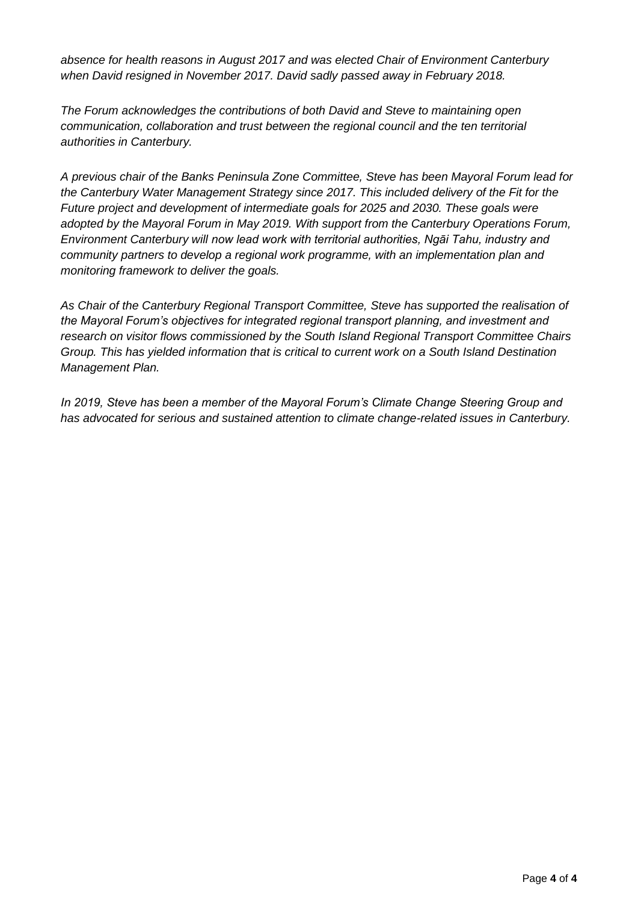*absence for health reasons in August 2017 and was elected Chair of Environment Canterbury when David resigned in November 2017. David sadly passed away in February 2018.*

*The Forum acknowledges the contributions of both David and Steve to maintaining open communication, collaboration and trust between the regional council and the ten territorial authorities in Canterbury.*

*A previous chair of the Banks Peninsula Zone Committee, Steve has been Mayoral Forum lead for the Canterbury Water Management Strategy since 2017. This included delivery of the Fit for the Future project and development of intermediate goals for 2025 and 2030. These goals were adopted by the Mayoral Forum in May 2019. With support from the Canterbury Operations Forum, Environment Canterbury will now lead work with territorial authorities, Ngāi Tahu, industry and community partners to develop a regional work programme, with an implementation plan and monitoring framework to deliver the goals.*

*As Chair of the Canterbury Regional Transport Committee, Steve has supported the realisation of the Mayoral Forum's objectives for integrated regional transport planning, and investment and research on visitor flows commissioned by the South Island Regional Transport Committee Chairs Group. This has yielded information that is critical to current work on a South Island Destination Management Plan.*

*In 2019, Steve has been a member of the Mayoral Forum's Climate Change Steering Group and has advocated for serious and sustained attention to climate change-related issues in Canterbury.*